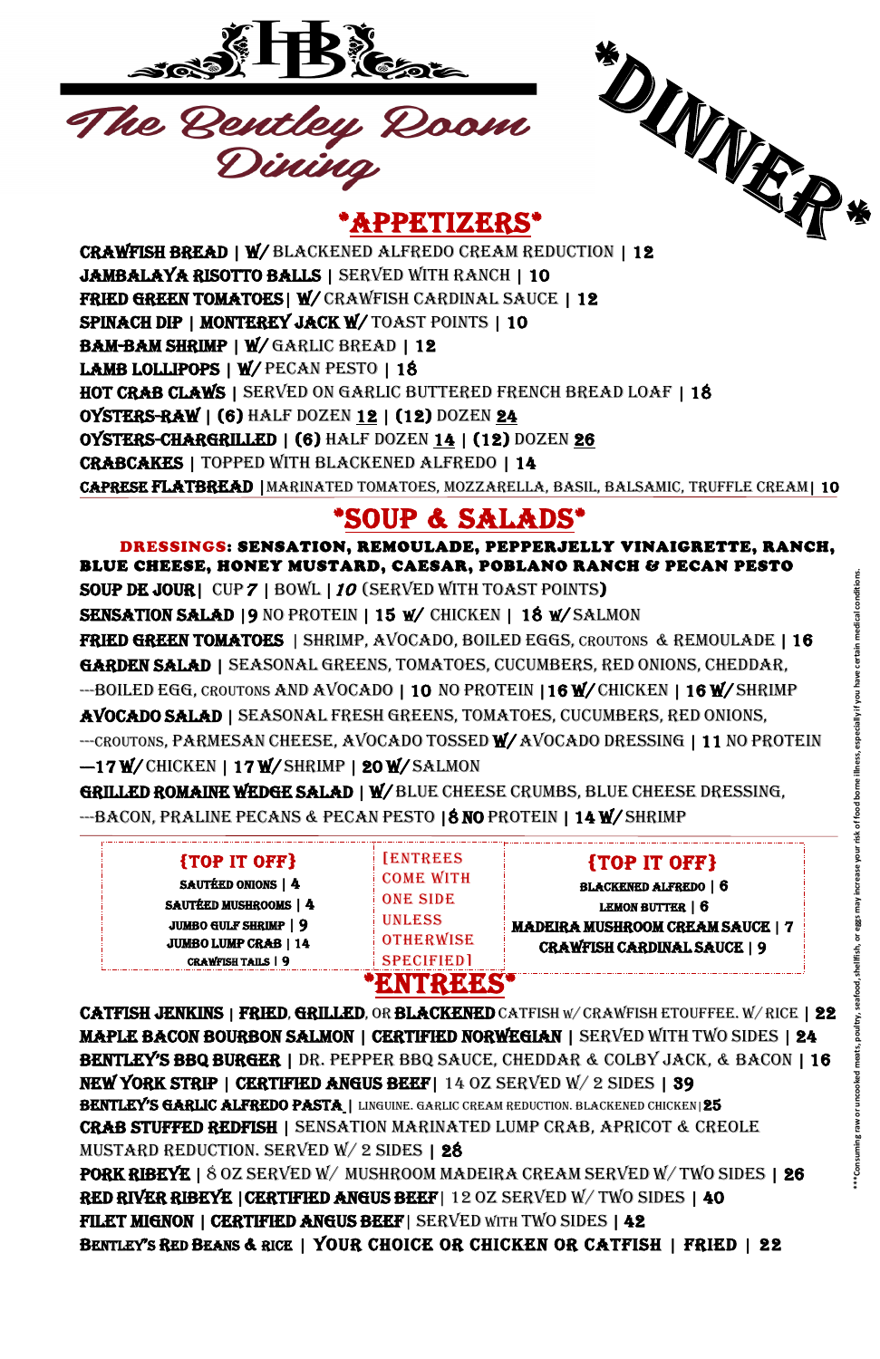# HB

# The Bentley Room Dining

***DINNER***

## *APPETIZERS*

**CRAWFISH BREAD** | W/ BLACKENED ALFREDO CREAM REDUCTION | 12
**JAMBALAYA RISOTTO BALLS** | SERVED WITH RANCH | 10
**FRIED GREEN TOMATOES** | W/ CRAWFISH CARDINAL SAUCE | 12
**SPINACH DIP** | **MONTEREY JACK W/** TOAST POINTS | 10
**BAM-BAM SHRIMP** | W/ GARLIC BREAD | 12
**LAMB LOLLIPOPS** | W/ PECAN PESTO | 18
**HOT CRAB CLAWS** | SERVED ON GARLIC BUTTERED FRENCH BREAD LOAF | 18
**OYSTERS-RAW** | (6) HALF DOZEN **12** | (12) DOZEN **24**
**OYSTERS-CHARGRILLED** | (6) HALF DOZEN **14** | (12) DOZEN **26**
**CRABCAKES** | TOPPED WITH BLACKENED ALFREDO | 14
**CAPRESE FLATBREAD** | MARINATED TOMATOES, MOZZARELLA, BASIL, BALSAMIC, TRUFFLE CREAM | 10

## *SOUP & SALADS*

**DRESSINGS: SENSATION, REMOULADE, PEPPERJELLY VINAIGRETTE, RANCH, BLUE CHEESE, HONEY MUSTARD, CAESAR, POBLANO RANCH & PECAN PESTO**

**SOUP DE JOUR** | CUP *7* | BOWL | *10* (SERVED WITH TOAST POINTS)
**SENSATION SALAD** | 9 NO PROTEIN | 15 W/ CHICKEN | 18 W/ SALMON
**FRIED GREEN TOMATOES** | SHRIMP, AVOCADO, BOILED EGGS, CROUTONS & REMOULADE | 16
**GARDEN SALAD** | SEASONAL GREENS, TOMATOES, CUCUMBERS, RED ONIONS, CHEDDAR, ---BOILED EGG, CROUTONS AND AVOCADO | 10 NO PROTEIN | 16 W/ CHICKEN | 16 W/ SHRIMP
**AVOCADO SALAD** | SEASONAL FRESH GREENS, TOMATOES, CUCUMBERS, RED ONIONS, ---CROUTONS, PARMESAN CHEESE, AVOCADO TOSSED W/ AVOCADO DRESSING | 11 NO PROTEIN —17 W/ CHICKEN | 17 W/ SHRIMP | 20 W/ SALMON
**GRILLED ROMAINE WEDGE SALAD** | W/ BLUE CHEESE CRUMBS, BLUE CHEESE DRESSING, ---BACON, PRALINE PECANS & PECAN PESTO | 8 NO PROTEIN | 14 W/ SHRIMP

### {TOP IT OFF}

SAUTÉED ONIONS | 4
SAUTÉED MUSHROOMS | 4
JUMBO GULF SHRIMP | 9
JUMBO LUMP CRAB | 14
CRAWFISH TAILS | 9

[ENTREES COME WITH ONE SIDE UNLESS OTHERWISE SPECIFIED]

### {TOP IT OFF}

BLACKENED ALFREDO | 6
LEMON BUTTER | 6
MADEIRA MUSHROOM CREAM SAUCE | 7
CRAWFISH CARDINAL SAUCE | 9

## *ENTREES*

**CATFISH JENKINS** | **FRIED**, **GRILLED**, OR **BLACKENED** CATFISH W/ CRAWFISH ETOUFFEE. W/ RICE | 22
**MAPLE BACON BOURBON SALMON** | **CERTIFIED NORWEGIAN** | SERVED WITH TWO SIDES | 24
**BENTLEY'S BBQ BURGER** | DR. PEPPER BBQ SAUCE, CHEDDAR & COLBY JACK, & BACON | 16
**NEW YORK STRIP** | **CERTIFIED ANGUS BEEF** | 14 OZ SERVED W/ 2 SIDES | 39
**BENTLEY'S GARLIC ALFREDO PASTA** | LINGUINE. GARLIC CREAM REDUCTION. BLACKENED CHICKEN | 25
**CRAB STUFFED REDFISH** | SENSATION MARINATED LUMP CRAB, APRICOT & CREOLE MUSTARD REDUCTION. SERVED W/ 2 SIDES | 28
**PORK RIBEYE** | 8 OZ SERVED W/ MUSHROOM MADEIRA CREAM SERVED W/ TWO SIDES | 26
**RED RIVER RIBEYE** | **CERTIFIED ANGUS BEEF** | 12 OZ SERVED W/ TWO SIDES | 40
**FILET MIGNON** | **CERTIFIED ANGUS BEEF** | SERVED WITH TWO SIDES | 42
**BENTLEY'S RED BEANS & RICE** | **YOUR CHOICE OR CHICKEN OR CATFISH** | **FRIED** | 22

***Consuming raw or uncooked meats, poultry, seafood, shellfish, or eggs may increase your risk of food borne illness, especially if you have certain medical conditions.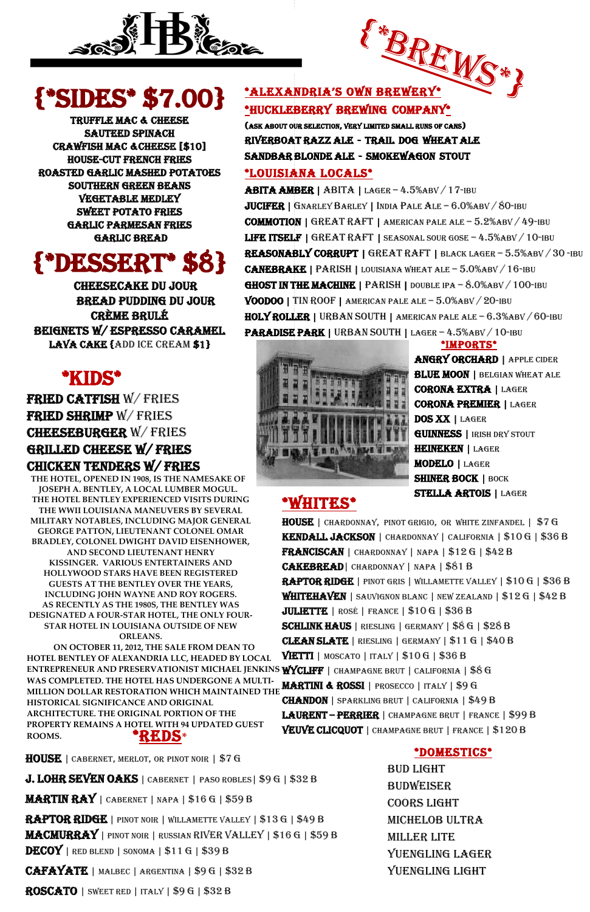# {*SIDES* $7.00}

TRUFFLE MAC & CHEESE
SAUTEED SPINACH
CRAWFISH MAC & CHEESE [$10]
HOUSE-CUT FRENCH FRIES
ROASTED GARLIC MASHED POTATOES
SOUTHERN GREEN BEANS
VEGETABLE MEDLEY
SWEET POTATO FRIES
GARLIC PARMESAN FRIES
GARLIC BREAD

# {*DESSERT* $8}

CHEESECAKE DU JOUR
BREAD PUDDING DU JOUR
CRÈME BRULÉ
BEIGNETS W/ ESPRESSO CARAMEL
LAVA CAKE {ADD ICE CREAM $1}

## *KIDS*

**FRIED CATFISH** W/ FRIES
**FRIED SHRIMP** W/ FRIES
**CHEESEBURGER** W/ FRIES
**GRILLED CHEESE W/ FRIES**
**CHICKEN TENDERS W/ FRIES**

THE HOTEL, OPENED IN 1908, IS THE NAMESAKE OF JOSEPH A. BENTLEY, A LOCAL LUMBER MOGUL. THE HOTEL BENTLEY EXPERIENCED VISITS DURING THE WWII LOUISIANA MANEUVERS BY SEVERAL MILITARY NOTABLES, INCLUDING MAJOR GENERAL GEORGE PATTON, LIEUTENANT COLONEL OMAR BRADLEY, COLONEL DWIGHT DAVID EISENHOWER, AND SECOND LIEUTENANT HENRY KISSINGER. VARIOUS ENTERTAINERS AND HOLLYWOOD STARS HAVE BEEN REGISTERED GUESTS AT THE BENTLEY OVER THE YEARS, INCLUDING JOHN WAYNE AND ROY ROGERS. AS RECENTLY AS THE 1980S, THE BENTLEY WAS DESIGNATED A FOUR-STAR HOTEL, THE ONLY FOUR-STAR HOTEL IN LOUISIANA OUTSIDE OF NEW ORLEANS.

ON OCTOBER 11, 2012, THE SALE FROM DEAN TO HOTEL BENTLEY OF ALEXANDRIA LLC, HEADED BY LOCAL ENTREPRENEUR AND PRESERVATIONIST MICHAEL JENKINS WAS COMPLETED. THE HOTEL HAS UNDERGONE A MULTI-MILLION DOLLAR RESTORATION WHICH MAINTAINED THE HISTORICAL SIGNIFICANCE AND ORIGINAL ARCHITECTURE. THE ORIGINAL PORTION OF THE PROPERTY REMAINS A HOTEL WITH 94 UPDATED GUEST ROOMS.

## *REDS*

**HOUSE** | CABERNET, MERLOT, OR PINOT NOIR | $7 G
**J. LOHR SEVEN OAKS** | CABERNET | PASO ROBLES | $9 G | $32 B
**MARTIN RAY** | CABERNET | NAPA | $16 G | $59 B
**RAPTOR RIDGE** | PINOT NOIR | WILLAMETTE VALLEY | $13 G | $49 B
**MACMURRAY** | PINOT NOIR | RUSSIAN RIVER VALLEY | $16 G | $59 B
**DECOY** | RED BLEND | SONOMA | $11 G | $39 B
**CAFAYATE** | MALBEC | ARGENTINA | $9 G | $32 B
**ROSCATO** | SWEET RED | ITALY | $9 G | $32 B

# {*BREWS*}

## *ALEXANDRIA'S OWN BREWERY*

## *HUCKLEBERRY BREWING COMPANY*

(ASK ABOUT OUR SELECTION, VERY LIMITED SMALL RUNS OF CANS)

RIVERBOAT RAZZ ALE - TRAIL DOG WHEAT ALE
SANDBAR BLONDE ALE - SMOKEWAGON STOUT

## *LOUISIANA LOCALS*

**ABITA AMBER** | ABITA | LAGER – 4.5%ABV / 17-IBU
**JUCIFER** | GNARLEY BARLEY | INDIA PALE ALE – 6.0%ABV / 80-IBU
**COMMOTION** | GREAT RAFT | AMERICAN PALE ALE – 5.2%ABV / 49-IBU
**LIFE ITSELF** | GREAT RAFT | SEASONAL SOUR GOSE – 4.5%ABV / 10-IBU
**REASONABLY CORRUPT** | GREAT RAFT | BLACK LAGER – 5.5%ABV / 30 -IBU
**CANEBRAKE** | PARISH | LOUISIANA WHEAT ALE – 5.0%ABV / 16-IBU
**GHOST IN THE MACHINE** | PARISH | DOUBLE IPA – 8.0%ABV / 100-IBU
**VOODOO** | TIN ROOF | AMERICAN PALE ALE – 5.0%ABV / 20-IBU
**HOLY ROLLER** | URBAN SOUTH | AMERICAN PALE ALE – 6.3%ABV / 60-IBU
**PARADISE PARK** | URBAN SOUTH | LAGER – 4.5%ABV / 10-IBU

## *IMPORTS*

**ANGRY ORCHARD** | APPLE CIDER
**BLUE MOON** | BELGIAN WHEAT ALE
**CORONA EXTRA** | LAGER
**CORONA PREMIER** | LAGER
**DOS XX** | LAGER
**GUINNESS** | IRISH DRY STOUT
**HEINEKEN** | LAGER
**MODELO** | LAGER
**SHINER BOCK** | BOCK
**STELLA ARTOIS** | LAGER

## *WHITES*

**HOUSE** | CHARDONNAY, PINOT GRIGIO, OR WHITE ZINFANDEL | $7 G
**KENDALL JACKSON** | CHARDONNAY | CALIFORNIA | $10 G | $36 B
**FRANCISCAN** | CHARDONNAY | NAPA | $12 G | $42 B
**CAKEBREAD** | CHARDONNAY | NAPA | $81 B
**RAPTOR RIDGE** | PINOT GRIS | WILLAMETTE VALLEY | $10 G | $36 B
**WHITEHAVEN** | SAUVIGNON BLANC | NEW ZEALAND | $12 G | $42 B
**JULIETTE** | ROSÉ | FRANCE | $10 G | $36 B
**SCHLINK HAUS** | RIESLING | GERMANY | $8 G | $28 B
**CLEAN SLATE** | RIESLING | GERMANY | $11 G | $40 B
**VIETTI** | MOSCATO | ITALY | $10 G | $36 B
**WYCLIFF** | CHAMPAGNE BRUT | CALIFORNIA | $8 G
**MARTINI & ROSSI** | PROSECCO | ITALY | $9 G
**CHANDON** | SPARKLING BRUT | CALIFORNIA | $49 B
**LAURENT – PERRIER** | CHAMPAGNE BRUT | FRANCE | $99 B
**VEUVE CLICQUOT** | CHAMPAGNE BRUT | FRANCE | $120 B

## *DOMESTICS*

BUD LIGHT
BUDWEISER
COORS LIGHT
MICHELOB ULTRA
MILLER LITE
YUENGLING LAGER
YUENGLING LIGHT